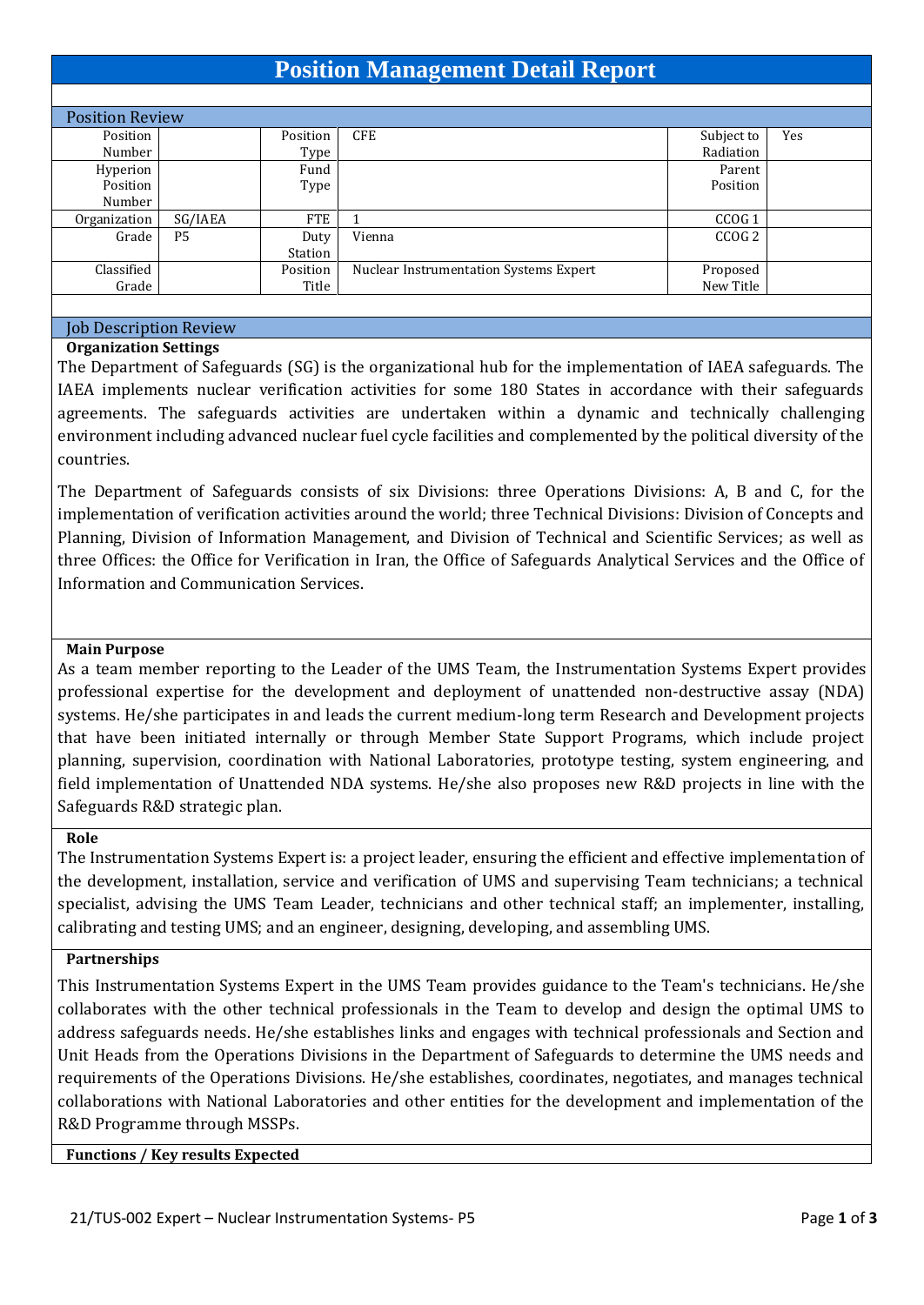# Position Management Detail Report

## Position Review

| Position Number | | Position Type | CFE | Subject to Radiation | Yes |
|---|---|---|---|---|---|
| Hyperion Position Number | | Fund Type | | Parent Position | |
| Organization | SG/IAEA | FTE | 1 | CCOG 1 | |
| Grade | P5 | Duty Station | Vienna | CCOG 2 | |
| Classified Grade | | Position Title | Nuclear Instrumentation Systems Expert | Proposed New Title | |

## Job Description Review

**Organization Settings**

The Department of Safeguards (SG) is the organizational hub for the implementation of IAEA safeguards. The IAEA implements nuclear verification activities for some 180 States in accordance with their safeguards agreements. The safeguards activities are undertaken within a dynamic and technically challenging environment including advanced nuclear fuel cycle facilities and complemented by the political diversity of the countries.

The Department of Safeguards consists of six Divisions: three Operations Divisions: A, B and C, for the implementation of verification activities around the world; three Technical Divisions: Division of Concepts and Planning, Division of Information Management, and Division of Technical and Scientific Services; as well as three Offices: the Office for Verification in Iran, the Office of Safeguards Analytical Services and the Office of Information and Communication Services.

**Main Purpose**

As a team member reporting to the Leader of the UMS Team, the Instrumentation Systems Expert provides professional expertise for the development and deployment of unattended non-destructive assay (NDA) systems. He/she participates in and leads the current medium-long term Research and Development projects that have been initiated internally or through Member State Support Programs, which include project planning, supervision, coordination with National Laboratories, prototype testing, system engineering, and field implementation of Unattended NDA systems. He/she also proposes new R&D projects in line with the Safeguards R&D strategic plan.

**Role**

The Instrumentation Systems Expert is: a project leader, ensuring the efficient and effective implementation of the development, installation, service and verification of UMS and supervising Team technicians; a technical specialist, advising the UMS Team Leader, technicians and other technical staff; an implementer, installing, calibrating and testing UMS; and an engineer, designing, developing, and assembling UMS.

**Partnerships**

This Instrumentation Systems Expert in the UMS Team provides guidance to the Team's technicians. He/she collaborates with the other technical professionals in the Team to develop and design the optimal UMS to address safeguards needs. He/she establishes links and engages with technical professionals and Section and Unit Heads from the Operations Divisions in the Department of Safeguards to determine the UMS needs and requirements of the Operations Divisions. He/she establishes, coordinates, negotiates, and manages technical collaborations with National Laboratories and other entities for the development and implementation of the R&D Programme through MSSPs.

**Functions / Key results Expected**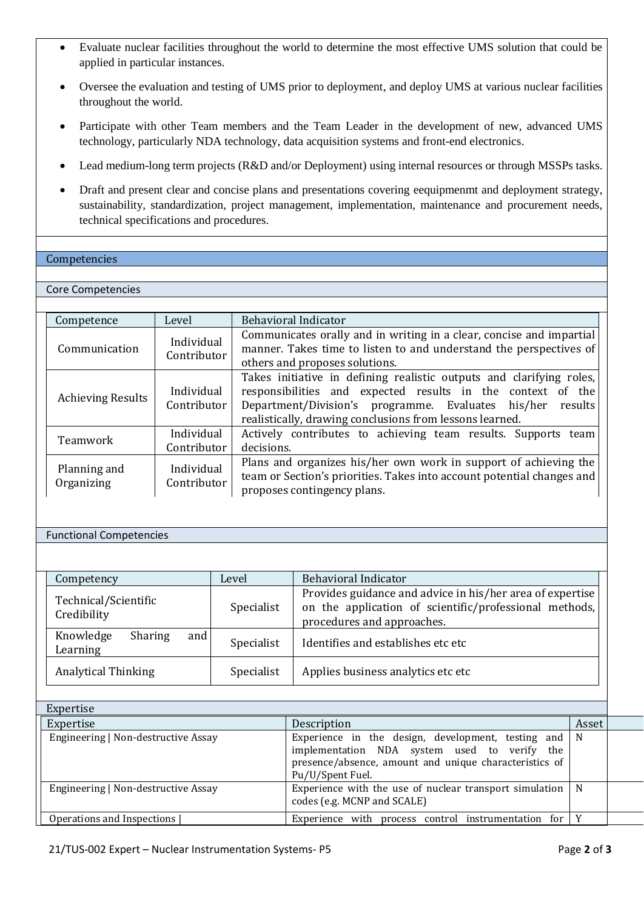- Evaluate nuclear facilities throughout the world to determine the most effective UMS solution that could be applied in particular instances.
- Oversee the evaluation and testing of UMS prior to deployment, and deploy UMS at various nuclear facilities throughout the world.
- Participate with other Team members and the Team Leader in the development of new, advanced UMS technology, particularly NDA technology, data acquisition systems and front-end electronics.
- Lead medium-long term projects (R&D and/or Deployment) using internal resources or through MSSPs tasks.
- Draft and present clear and concise plans and presentations covering eequipmenmt and deployment strategy, sustainability, standardization, project management, implementation, maintenance and procurement needs, technical specifications and procedures.

## Competencies

### Core Competencies

| Competence | Level | Behavioral Indicator |
|---|---|---|
| Communication | Individual Contributor | Communicates orally and in writing in a clear, concise and impartial manner. Takes time to listen to and understand the perspectives of others and proposes solutions. |
| Achieving Results | Individual Contributor | Takes initiative in defining realistic outputs and clarifying roles, responsibilities and expected results in the context of the Department/Division's programme. Evaluates his/her results realistically, drawing conclusions from lessons learned. |
| Teamwork | Individual Contributor | Actively contributes to achieving team results. Supports team decisions. |
| Planning and Organizing | Individual Contributor | Plans and organizes his/her own work in support of achieving the team or Section's priorities. Takes into account potential changes and proposes contingency plans. |

### Functional Competencies

| Competency | Level | Behavioral Indicator |
|---|---|---|
| Technical/Scientific Credibility | Specialist | Provides guidance and advice in his/her area of expertise on the application of scientific/professional methods, procedures and approaches. |
| Knowledge Sharing and Learning | Specialist | Identifies and establishes etc etc |
| Analytical Thinking | Specialist | Applies business analytics etc etc |

### Expertise

| Expertise | Description | Asset |
|---|---|---|
| Engineering \| Non-destructive Assay | Experience in the design, development, testing and implementation NDA system used to verify the presence/absence, amount and unique characteristics of Pu/U/Spent Fuel. | N |
| Engineering \| Non-destructive Assay | Experience with the use of nuclear transport simulation codes (e.g. MCNP and SCALE) | N |
| Operations and Inspections \| | Experience with process control instrumentation for | Y |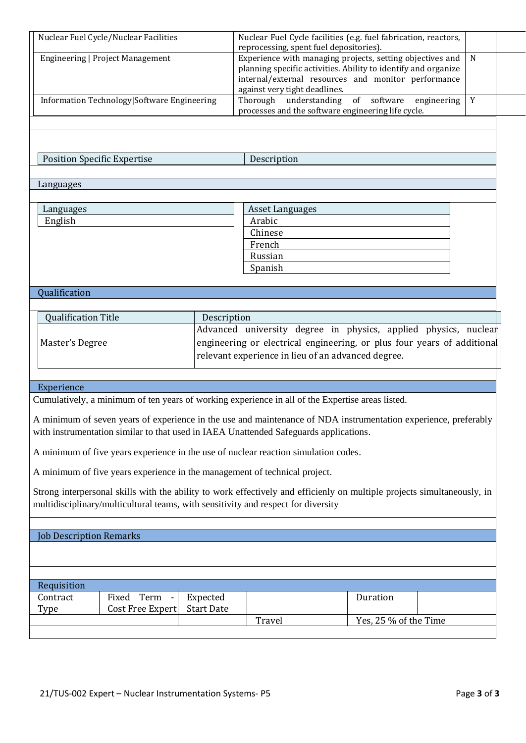| | | |
|---|---|---|
| Nuclear Fuel Cycle/Nuclear Facilities | Nuclear Fuel Cycle facilities (e.g. fuel fabrication, reactors, reprocessing, spent fuel depositories). | |
| Engineering \| Project Management | Experience with managing projects, setting objectives and planning specific activities. Ability to identify and organize internal/external resources and monitor performance against very tight deadlines. | N |
| Information Technology\|Software Engineering | Thorough understanding of software engineering processes and the software engineering life cycle. | Y |

| Position Specific Expertise | Description |
|---|---|

## Languages

| Languages |
|---|
| English |

| Asset Languages |
|---|
| Arabic |
| Chinese |
| French |
| Russian |
| Spanish |

## Qualification

| Qualification Title | Description |
|---|---|
| Master's Degree | Advanced university degree in physics, applied physics, nuclear engineering or electrical engineering, or plus four years of additional relevant experience in lieu of an advanced degree. |

## Experience

Cumulatively, a minimum of ten years of working experience in all of the Expertise areas listed.

A minimum of seven years of experience in the use and maintenance of NDA instrumentation experience, preferably with instrumentation similar to that used in IAEA Unattended Safeguards applications.

A minimum of five years experience in the use of nuclear reaction simulation codes.

A minimum of five years experience in the management of technical project.

Strong interpersonal skills with the ability to work effectively and efficienly on multiple projects simultaneously, in multidisciplinary/multicultural teams, with sensitivity and respect for diversity

## Job Description Remarks

## Requisition

| | | | | | |
|---|---|---|---|---|---|
| Contract Type | Fixed Term - Cost Free Expert | Expected Start Date | | Duration | |
| | | | Travel | Yes, 25 % of the Time | |